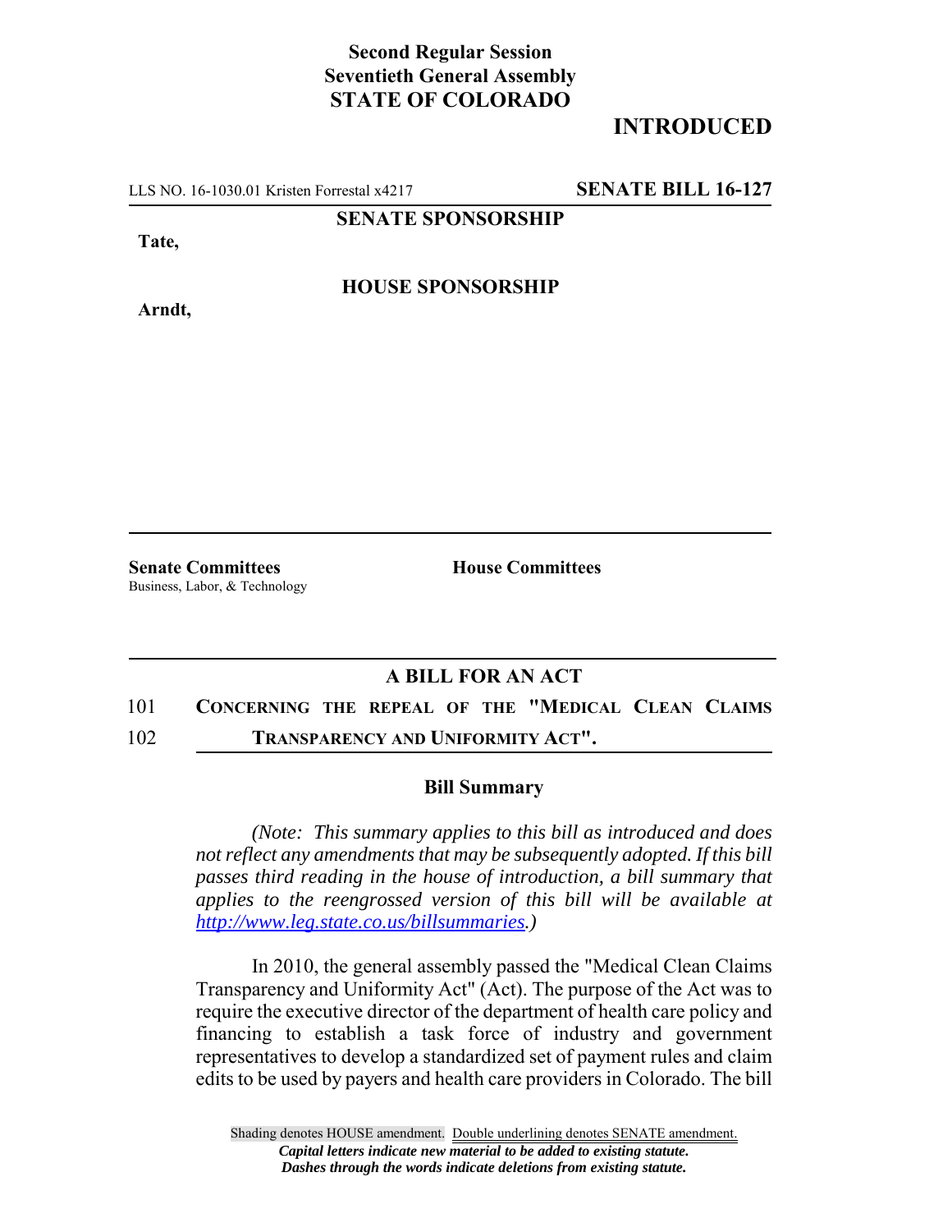**Second Regular Session**
**Seventieth General Assembly**
**STATE OF COLORADO**

# INTRODUCED

LLS NO. 16-1030.01 Kristen Forrestal x4217 **SENATE BILL 16-127**

**SENATE SPONSORSHIP**

**Tate,**

**HOUSE SPONSORSHIP**

**Arndt,**

**Senate Committees**
Business, Labor, & Technology

**House Committees**

## A BILL FOR AN ACT

101 **CONCERNING THE REPEAL OF THE "MEDICAL CLEAN CLAIMS**
102 **TRANSPARENCY AND UNIFORMITY ACT".**

### Bill Summary

*(Note: This summary applies to this bill as introduced and does not reflect any amendments that may be subsequently adopted. If this bill passes third reading in the house of introduction, a bill summary that applies to the reengrossed version of this bill will be available at http://www.leg.state.co.us/billsummaries.)*

In 2010, the general assembly passed the "Medical Clean Claims Transparency and Uniformity Act" (Act). The purpose of the Act was to require the executive director of the department of health care policy and financing to establish a task force of industry and government representatives to develop a standardized set of payment rules and claim edits to be used by payers and health care providers in Colorado. The bill

Shading denotes HOUSE amendment. Double underlining denotes SENATE amendment.
*Capital letters indicate new material to be added to existing statute.*
*Dashes through the words indicate deletions from existing statute.*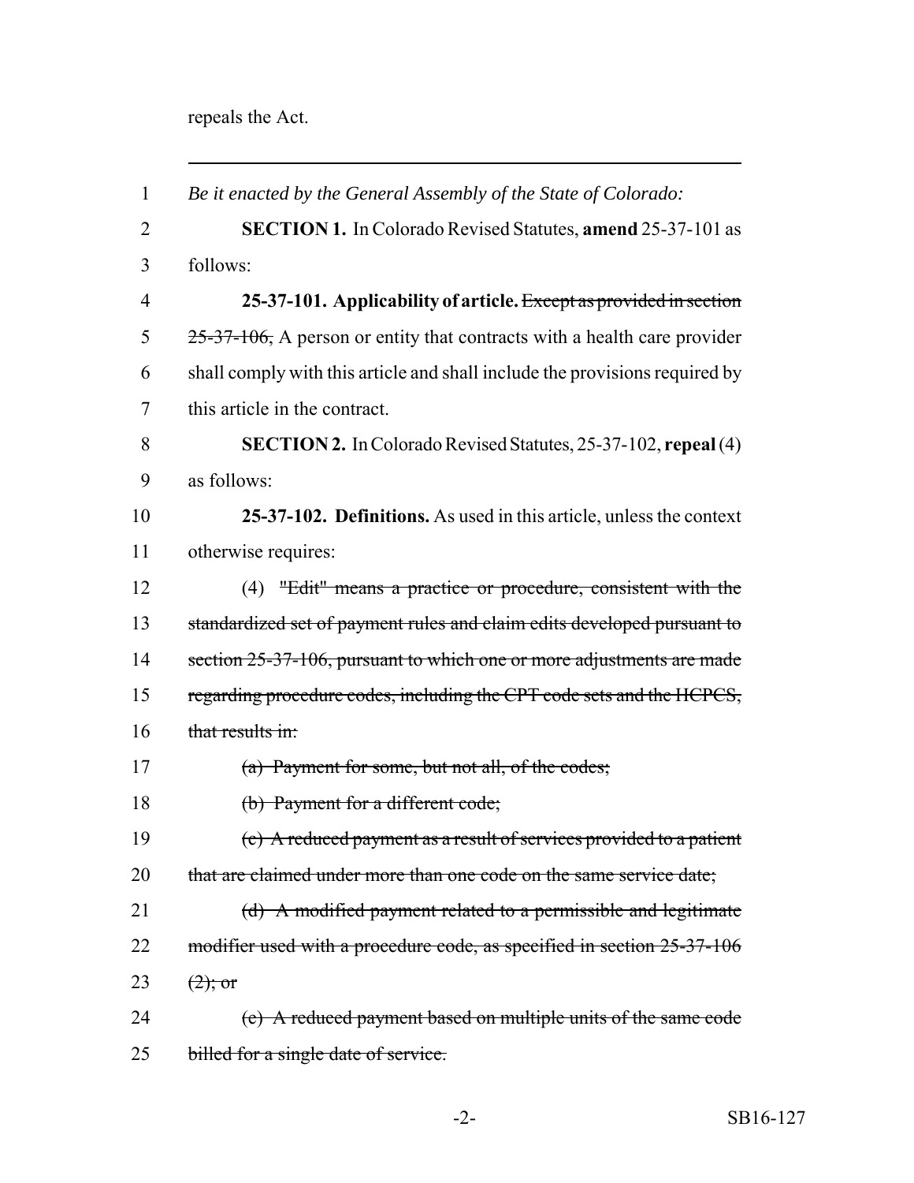repeals the Act.

---

1 *Be it enacted by the General Assembly of the State of Colorado:*

2 **SECTION 1.** In Colorado Revised Statutes, **amend** 25-37-101 as
3 follows:

4 **25-37-101. Applicability of article.** ~~Except as provided in section~~
5 ~~25-37-106,~~ A person or entity that contracts with a health care provider
6 shall comply with this article and shall include the provisions required by
7 this article in the contract.

8 **SECTION 2.** In Colorado Revised Statutes, 25-37-102, **repeal** (4)
9 as follows:

10 **25-37-102. Definitions.** As used in this article, unless the context
11 otherwise requires:

12 (4) ~~"Edit" means a practice or procedure, consistent with the~~
13 ~~standardized set of payment rules and claim edits developed pursuant to~~
14 ~~section 25-37-106, pursuant to which one or more adjustments are made~~
15 ~~regarding procedure codes, including the CPT code sets and the HCPCS,~~
16 ~~that results in:~~

17 ~~(a) Payment for some, but not all, of the codes;~~

18 ~~(b) Payment for a different code;~~

19 ~~(c) A reduced payment as a result of services provided to a patient~~
20 ~~that are claimed under more than one code on the same service date;~~

21 ~~(d) A modified payment related to a permissible and legitimate~~
22 ~~modifier used with a procedure code, as specified in section 25-37-106~~
23 ~~(2); or~~

24 ~~(e) A reduced payment based on multiple units of the same code~~
25 ~~billed for a single date of service.~~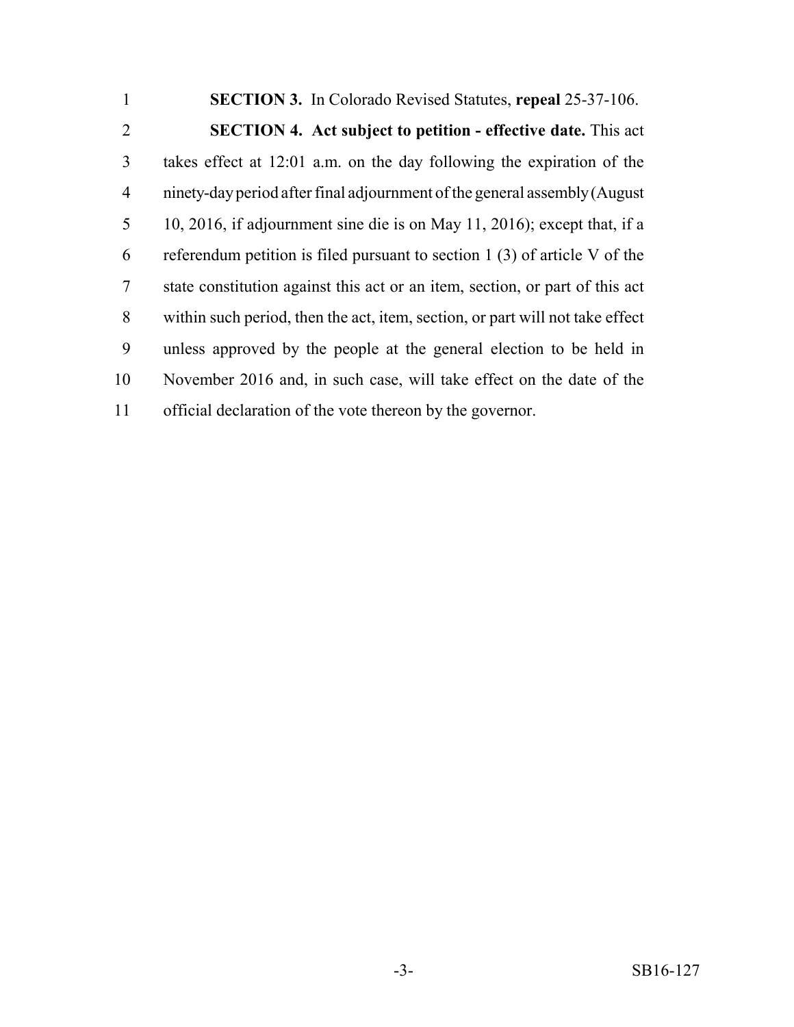**SECTION 3.** In Colorado Revised Statutes, **repeal** 25-37-106.

**SECTION 4. Act subject to petition - effective date.** This act takes effect at 12:01 a.m. on the day following the expiration of the ninety-day period after final adjournment of the general assembly (August 10, 2016, if adjournment sine die is on May 11, 2016); except that, if a referendum petition is filed pursuant to section 1 (3) of article V of the state constitution against this act or an item, section, or part of this act within such period, then the act, item, section, or part will not take effect unless approved by the people at the general election to be held in November 2016 and, in such case, will take effect on the date of the official declaration of the vote thereon by the governor.